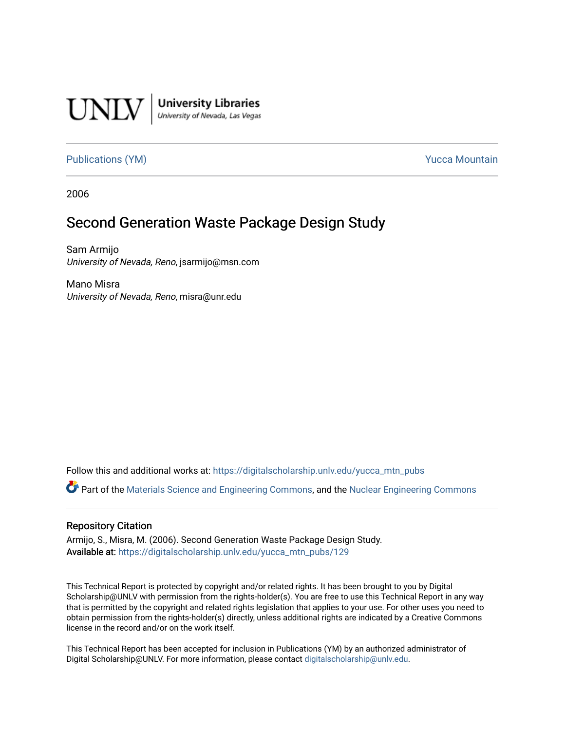UNLV | **University Libraries**
*University of Nevada, Las Vegas*

Publications (YM) | Yucca Mountain

2006

# Second Generation Waste Package Design Study

Sam Armijo
*University of Nevada, Reno*, jsarmijo@msn.com

Mano Misra
*University of Nevada, Reno*, misra@unr.edu

Follow this and additional works at: https://digitalscholarship.unlv.edu/yucca_mtn_pubs

Part of the Materials Science and Engineering Commons, and the Nuclear Engineering Commons

## Repository Citation

Armijo, S., Misra, M. (2006). Second Generation Waste Package Design Study.
**Available at:** https://digitalscholarship.unlv.edu/yucca_mtn_pubs/129

This Technical Report is protected by copyright and/or related rights. It has been brought to you by Digital Scholarship@UNLV with permission from the rights-holder(s). You are free to use this Technical Report in any way that is permitted by the copyright and related rights legislation that applies to your use. For other uses you need to obtain permission from the rights-holder(s) directly, unless additional rights are indicated by a Creative Commons license in the record and/or on the work itself.

This Technical Report has been accepted for inclusion in Publications (YM) by an authorized administrator of Digital Scholarship@UNLV. For more information, please contact digitalscholarship@unlv.edu.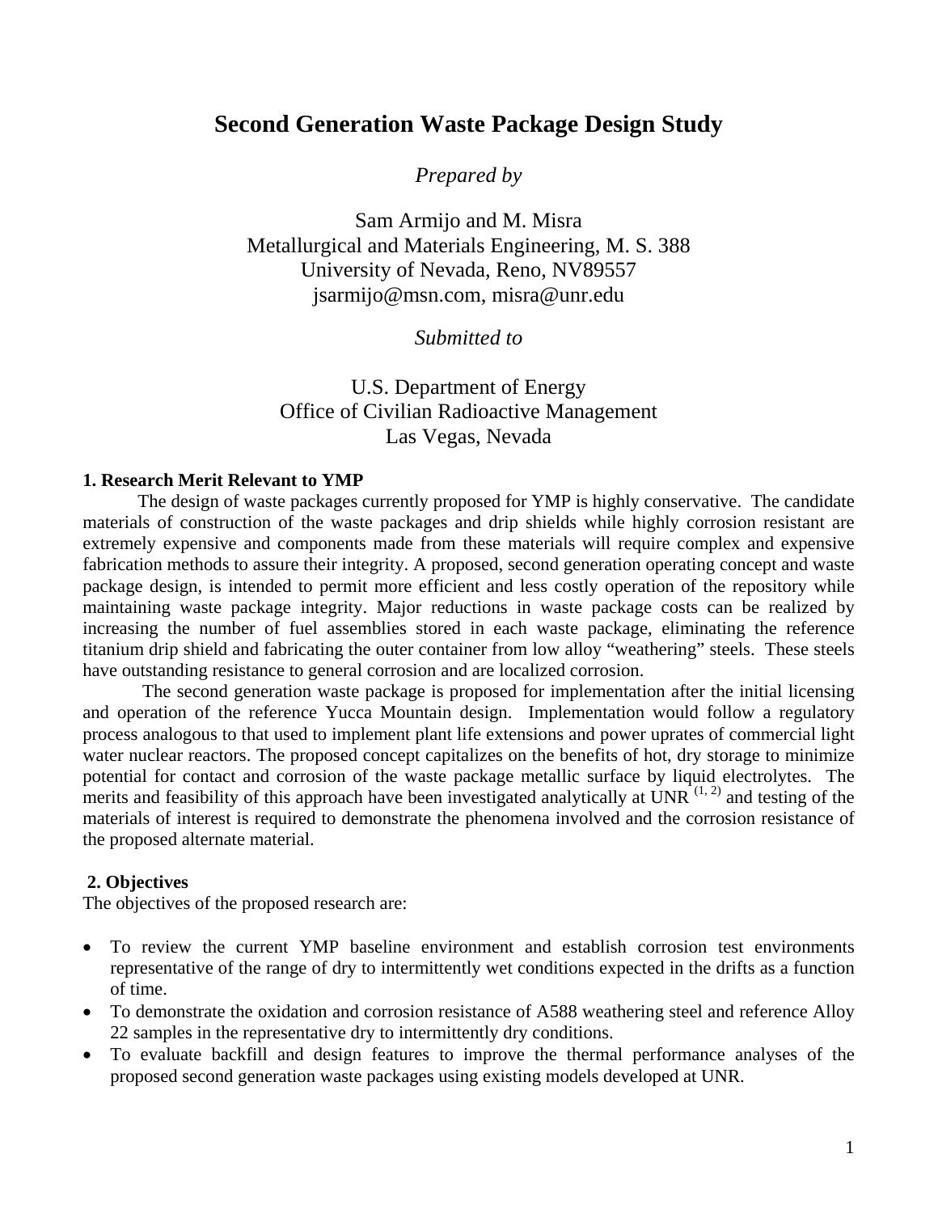# Second Generation Waste Package Design Study

*Prepared by*

Sam Armijo and M. Misra
Metallurgical and Materials Engineering, M. S. 388
University of Nevada, Reno, NV89557
jsarmijo@msn.com, misra@unr.edu

*Submitted to*

U.S. Department of Energy
Office of Civilian Radioactive Management
Las Vegas, Nevada

## 1. Research Merit Relevant to YMP

The design of waste packages currently proposed for YMP is highly conservative. The candidate materials of construction of the waste packages and drip shields while highly corrosion resistant are extremely expensive and components made from these materials will require complex and expensive fabrication methods to assure their integrity. A proposed, second generation operating concept and waste package design, is intended to permit more efficient and less costly operation of the repository while maintaining waste package integrity. Major reductions in waste package costs can be realized by increasing the number of fuel assemblies stored in each waste package, eliminating the reference titanium drip shield and fabricating the outer container from low alloy "weathering" steels. These steels have outstanding resistance to general corrosion and are localized corrosion.

The second generation waste package is proposed for implementation after the initial licensing and operation of the reference Yucca Mountain design. Implementation would follow a regulatory process analogous to that used to implement plant life extensions and power uprates of commercial light water nuclear reactors. The proposed concept capitalizes on the benefits of hot, dry storage to minimize potential for contact and corrosion of the waste package metallic surface by liquid electrolytes. The merits and feasibility of this approach have been investigated analytically at UNR [1, 2] and testing of the materials of interest is required to demonstrate the phenomena involved and the corrosion resistance of the proposed alternate material.

## 2. Objectives

The objectives of the proposed research are:

- To review the current YMP baseline environment and establish corrosion test environments representative of the range of dry to intermittently wet conditions expected in the drifts as a function of time.
- To demonstrate the oxidation and corrosion resistance of A588 weathering steel and reference Alloy 22 samples in the representative dry to intermittently dry conditions.
- To evaluate backfill and design features to improve the thermal performance analyses of the proposed second generation waste packages using existing models developed at UNR.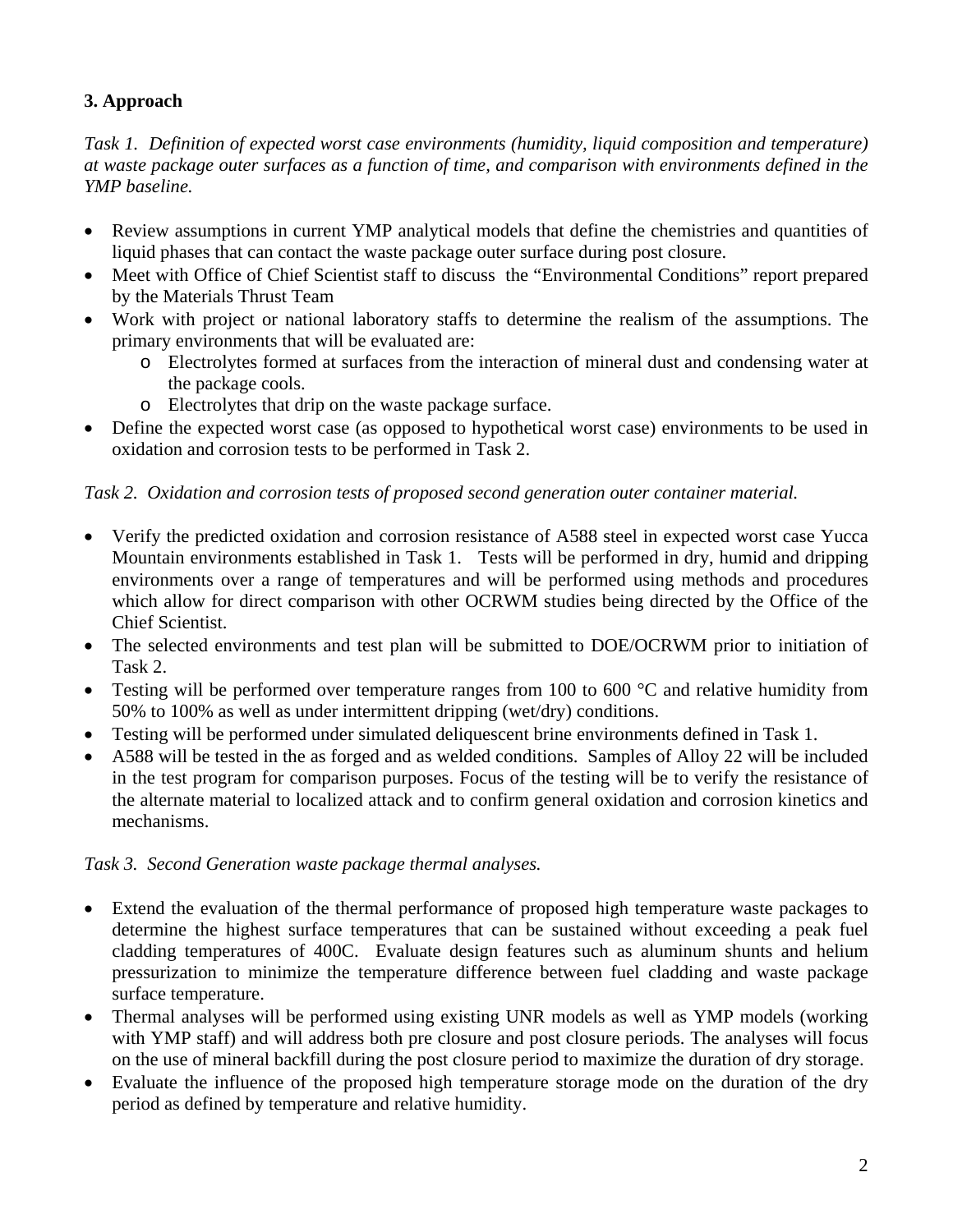## 3. Approach

*Task 1. Definition of expected worst case environments (humidity, liquid composition and temperature) at waste package outer surfaces as a function of time, and comparison with environments defined in the YMP baseline.*

- Review assumptions in current YMP analytical models that define the chemistries and quantities of liquid phases that can contact the waste package outer surface during post closure.
- Meet with Office of Chief Scientist staff to discuss the "Environmental Conditions" report prepared by the Materials Thrust Team
- Work with project or national laboratory staffs to determine the realism of the assumptions. The primary environments that will be evaluated are:
  - Electrolytes formed at surfaces from the interaction of mineral dust and condensing water at the package cools.
  - Electrolytes that drip on the waste package surface.
- Define the expected worst case (as opposed to hypothetical worst case) environments to be used in oxidation and corrosion tests to be performed in Task 2.

*Task 2. Oxidation and corrosion tests of proposed second generation outer container material.*

- Verify the predicted oxidation and corrosion resistance of A588 steel in expected worst case Yucca Mountain environments established in Task 1. Tests will be performed in dry, humid and dripping environments over a range of temperatures and will be performed using methods and procedures which allow for direct comparison with other OCRWM studies being directed by the Office of the Chief Scientist.
- The selected environments and test plan will be submitted to DOE/OCRWM prior to initiation of Task 2.
- Testing will be performed over temperature ranges from 100 to 600 °C and relative humidity from 50% to 100% as well as under intermittent dripping (wet/dry) conditions.
- Testing will be performed under simulated deliquescent brine environments defined in Task 1.
- A588 will be tested in the as forged and as welded conditions. Samples of Alloy 22 will be included in the test program for comparison purposes. Focus of the testing will be to verify the resistance of the alternate material to localized attack and to confirm general oxidation and corrosion kinetics and mechanisms.

*Task 3. Second Generation waste package thermal analyses.*

- Extend the evaluation of the thermal performance of proposed high temperature waste packages to determine the highest surface temperatures that can be sustained without exceeding a peak fuel cladding temperatures of 400C. Evaluate design features such as aluminum shunts and helium pressurization to minimize the temperature difference between fuel cladding and waste package surface temperature.
- Thermal analyses will be performed using existing UNR models as well as YMP models (working with YMP staff) and will address both pre closure and post closure periods. The analyses will focus on the use of mineral backfill during the post closure period to maximize the duration of dry storage.
- Evaluate the influence of the proposed high temperature storage mode on the duration of the dry period as defined by temperature and relative humidity.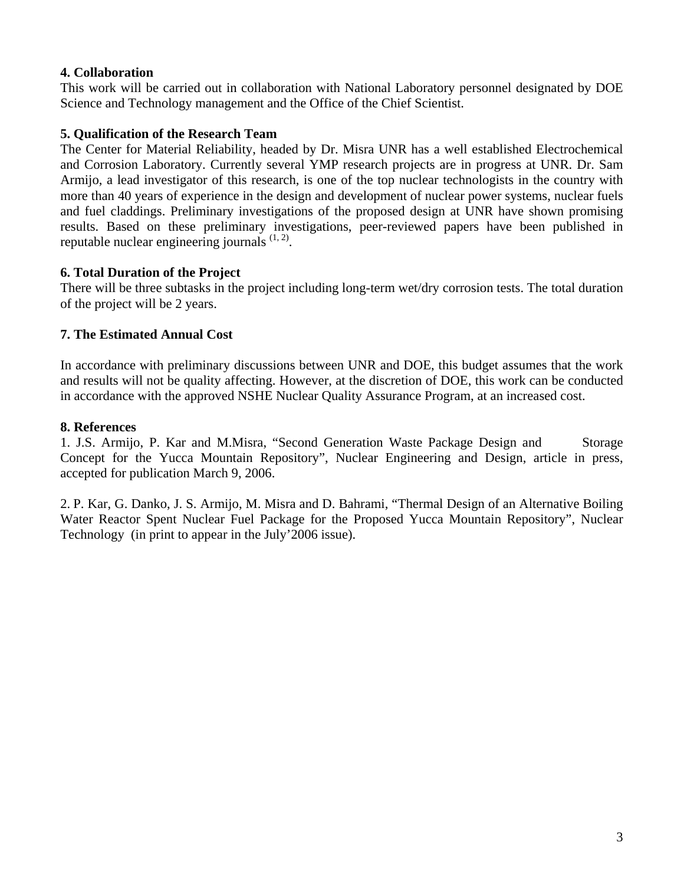**4. Collaboration**

This work will be carried out in collaboration with National Laboratory personnel designated by DOE Science and Technology management and the Office of the Chief Scientist.

**5. Qualification of the Research Team**

The Center for Material Reliability, headed by Dr. Misra UNR has a well established Electrochemical and Corrosion Laboratory. Currently several YMP research projects are in progress at UNR. Dr. Sam Armijo, a lead investigator of this research, is one of the top nuclear technologists in the country with more than 40 years of experience in the design and development of nuclear power systems, nuclear fuels and fuel claddings. Preliminary investigations of the proposed design at UNR have shown promising results. Based on these preliminary investigations, peer-reviewed papers have been published in reputable nuclear engineering journals [1, 2].

**6. Total Duration of the Project**

There will be three subtasks in the project including long-term wet/dry corrosion tests. The total duration of the project will be 2 years.

**7. The Estimated Annual Cost**

In accordance with preliminary discussions between UNR and DOE, this budget assumes that the work and results will not be quality affecting. However, at the discretion of DOE, this work can be conducted in accordance with the approved NSHE Nuclear Quality Assurance Program, at an increased cost.

**8. References**

1. J.S. Armijo, P. Kar and M.Misra, "Second Generation Waste Package Design and Storage Concept for the Yucca Mountain Repository", Nuclear Engineering and Design, article in press, accepted for publication March 9, 2006.

2. P. Kar, G. Danko, J. S. Armijo, M. Misra and D. Bahrami, "Thermal Design of an Alternative Boiling Water Reactor Spent Nuclear Fuel Package for the Proposed Yucca Mountain Repository", Nuclear Technology (in print to appear in the July'2006 issue).